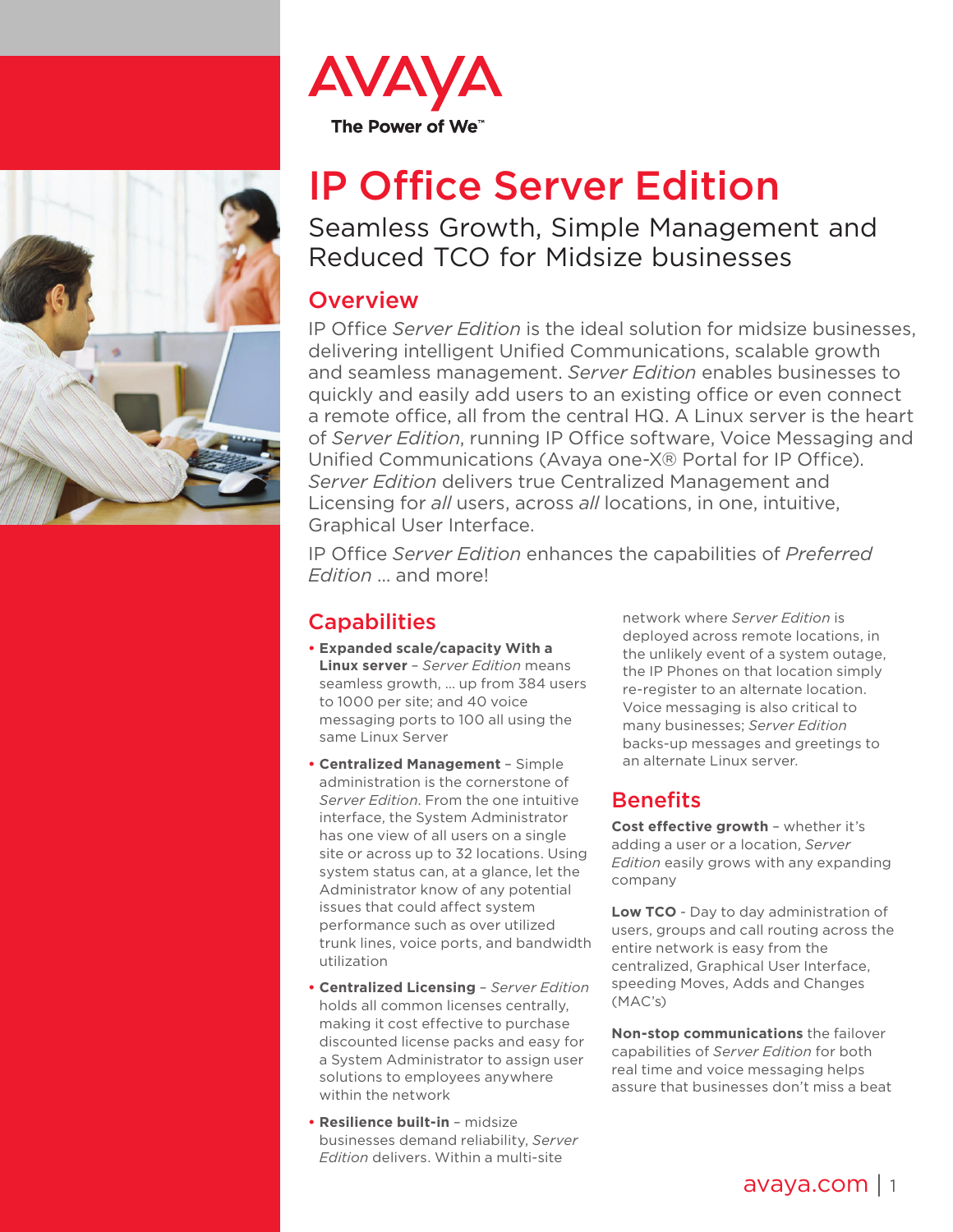AVAYA

The Power of We™

# IP Office Server Edition

## Seamless Growth, Simple Management and Reduced TCO for Midsize businesses

## Overview

IP Office *Server Edition* is the ideal solution for midsize businesses, delivering intelligent Unified Communications, scalable growth and seamless management. *Server Edition* enables businesses to quickly and easily add users to an existing office or even connect a remote office, all from the central HQ. A Linux server is the heart of *Server Edition*, running IP Office software, Voice Messaging and Unified Communications (Avaya one-X® Portal for IP Office). *Server Edition* delivers true Centralized Management and Licensing for *all* users, across *all* locations, in one, intuitive, Graphical User Interface.

IP Office *Server Edition* enhances the capabilities of *Preferred Edition* … and more!

## Capabilities

- **Expanded scale/capacity With a Linux server** – *Server Edition* means seamless growth, … up from 384 users to 1000 per site; and 40 voice messaging ports to 100 all using the same Linux Server
- **Centralized Management** – Simple administration is the cornerstone of *Server Edition*. From the one intuitive interface, the System Administrator has one view of all users on a single site or across up to 32 locations. Using system status can, at a glance, let the Administrator know of any potential issues that could affect system performance such as over utilized trunk lines, voice ports, and bandwidth utilization
- **Centralized Licensing** – *Server Edition* holds all common licenses centrally, making it cost effective to purchase discounted license packs and easy for a System Administrator to assign user solutions to employees anywhere within the network
- **Resilience built-in** – midsize businesses demand reliability, *Server Edition* delivers. Within a multi-site network where *Server Edition* is deployed across remote locations, in the unlikely event of a system outage, the IP Phones on that location simply re-register to an alternate location. Voice messaging is also critical to many businesses; *Server Edition* backs-up messages and greetings to an alternate Linux server.

## Benefits

**Cost effective growth** – whether it's adding a user or a location, *Server Edition* easily grows with any expanding company

**Low TCO** - Day to day administration of users, groups and call routing across the entire network is easy from the centralized, Graphical User Interface, speeding Moves, Adds and Changes (MAC's)

**Non-stop communications** the failover capabilities of *Server Edition* for both real time and voice messaging helps assure that businesses don't miss a beat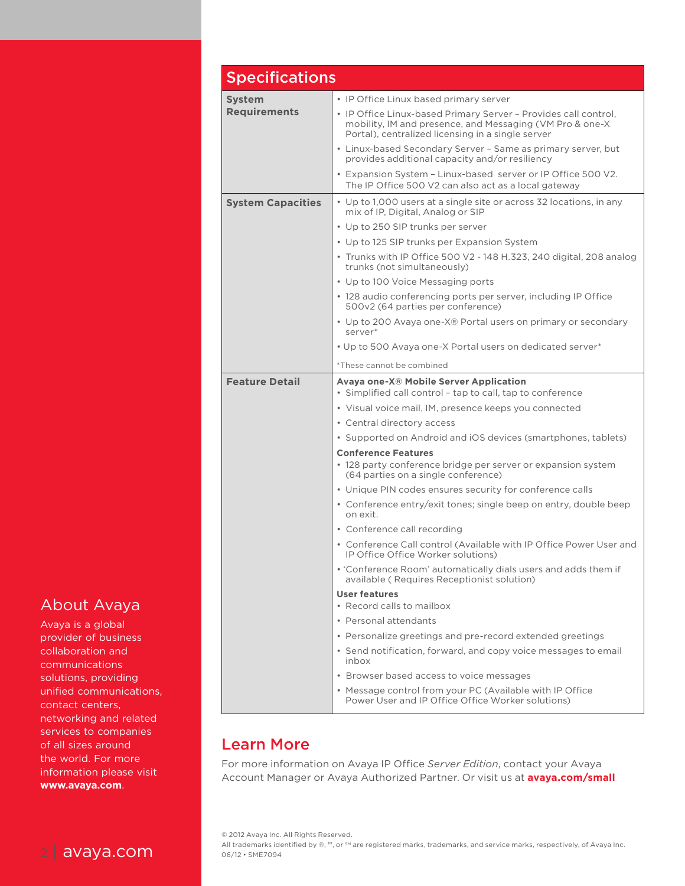## Specifications

| | |
|---|---|
| **System Requirements** | • IP Office Linux based primary server<br>• IP Office Linux-based Primary Server – Provides call control, mobility, IM and presence, and Messaging (VM Pro & one-X Portal), centralized licensing in a single server<br>• Linux-based Secondary Server – Same as primary server, but provides additional capacity and/or resiliency<br>• Expansion System – Linux-based server or IP Office 500 V2. The IP Office 500 V2 can also act as a local gateway |
| **System Capacities** | • Up to 1,000 users at a single site or across 32 locations, in any mix of IP, Digital, Analog or SIP<br>• Up to 250 SIP trunks per server<br>• Up to 125 SIP trunks per Expansion System<br>• Trunks with IP Office 500 V2 - 148 H.323, 240 digital, 208 analog trunks (not simultaneously)<br>• Up to 100 Voice Messaging ports<br>• 128 audio conferencing ports per server, including IP Office 500v2 (64 parties per conference)<br>• Up to 200 Avaya one-X® Portal users on primary or secondary server*<br>• Up to 500 Avaya one-X Portal users on dedicated server*<br>*These cannot be combined |
| **Feature Detail** | **Avaya one-X® Mobile Server Application**<br>• Simplified call control – tap to call, tap to conference<br>• Visual voice mail, IM, presence keeps you connected<br>• Central directory access<br>• Supported on Android and iOS devices (smartphones, tablets)<br>**Conference Features**<br>• 128 party conference bridge per server or expansion system (64 parties on a single conference)<br>• Unique PIN codes ensures security for conference calls<br>• Conference entry/exit tones; single beep on entry, double beep on exit.<br>• Conference call recording<br>• Conference Call control (Available with IP Office Power User and IP Office Office Worker solutions)<br>• 'Conference Room' automatically dials users and adds them if available ( Requires Receptionist solution)<br>**User features**<br>• Record calls to mailbox<br>• Personal attendants<br>• Personalize greetings and pre-record extended greetings<br>• Send notification, forward, and copy voice messages to email inbox<br>• Browser based access to voice messages<br>• Message control from your PC (Available with IP Office Power User and IP Office Office Worker solutions) |

## Learn More

For more information on Avaya IP Office *Server Edition*, contact your Avaya Account Manager or Avaya Authorized Partner. Or visit us at **avaya.com/small**

## About Avaya

Avaya is a global provider of business collaboration and communications solutions, providing unified communications, contact centers, networking and related services to companies of all sizes around the world. For more information please visit **www.avaya.com**.

© 2012 Avaya Inc. All Rights Reserved.
All trademarks identified by ®, ™, or SM are registered marks, trademarks, and service marks, respectively, of Avaya Inc.
06/12 • SME7094